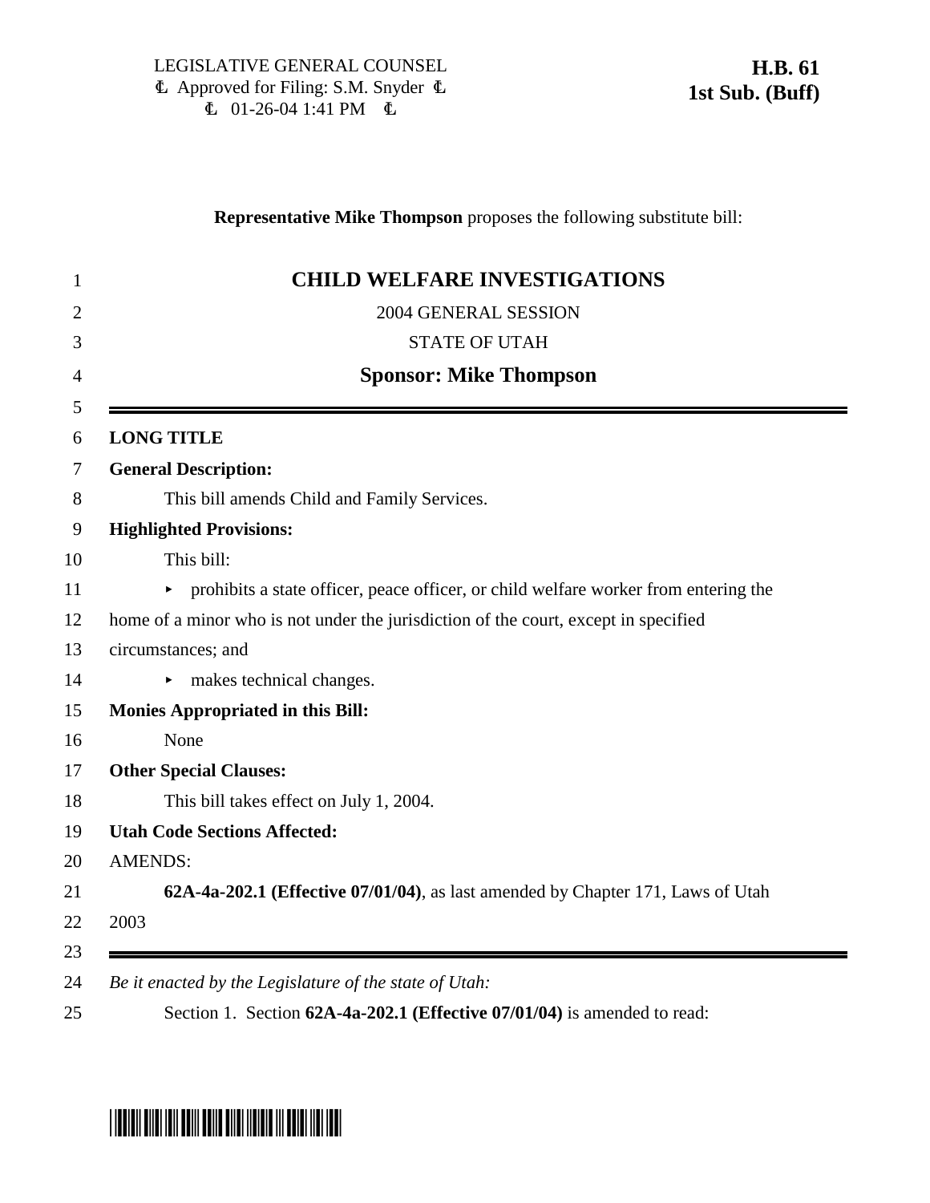LEGISLATIVE GENERAL COUNSEL
Approved for Filing: S.M. Snyder
01-26-04 1:41 PM

**H.B. 61**
**1st Sub. (Buff)**

**Representative Mike Thompson** proposes the following substitute bill:

# CHILD WELFARE INVESTIGATIONS

2004 GENERAL SESSION

STATE OF UTAH

**Sponsor: Mike Thompson**

**LONG TITLE**

**General Description:**

This bill amends Child and Family Services.

**Highlighted Provisions:**

This bill:

- prohibits a state officer, peace officer, or child welfare worker from entering the home of a minor who is not under the jurisdiction of the court, except in specified circumstances; and
- makes technical changes.

**Monies Appropriated in this Bill:**

None

**Other Special Clauses:**

This bill takes effect on July 1, 2004.

**Utah Code Sections Affected:**

AMENDS:

**62A-4a-202.1 (Effective 07/01/04)**, as last amended by Chapter 171, Laws of Utah 2003

*Be it enacted by the Legislature of the state of Utah:*

Section 1. Section **62A-4a-202.1 (Effective 07/01/04)** is amended to read: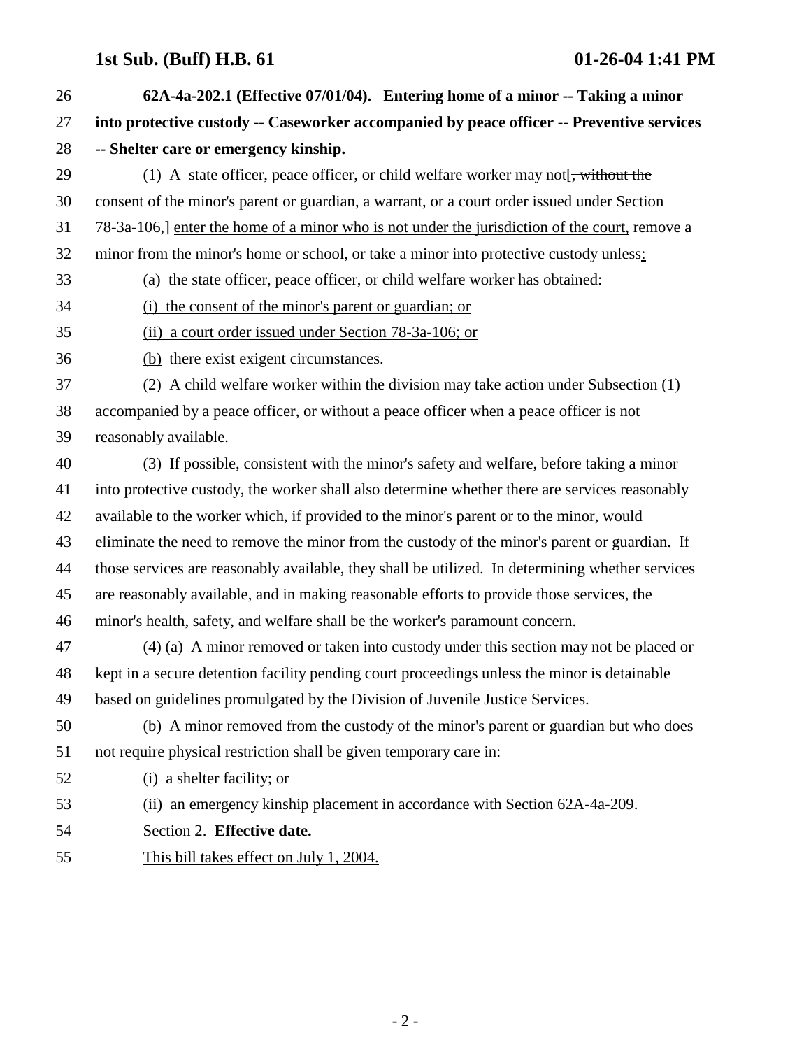**62A-4a-202.1 (Effective 07/01/04). Entering home of a minor -- Taking a minor into protective custody -- Caseworker accompanied by peace officer -- Preventive services -- Shelter care or emergency kinship.**

(1) A state officer, peace officer, or child welfare worker may not[~~, without the consent of the minor's parent or guardian, a warrant, or a court order issued under Section 78-3a-106,~~] enter the home of a minor who is not under the jurisdiction of the court, remove a minor from the minor's home or school, or take a minor into protective custody unless:

(a) the state officer, peace officer, or child welfare worker has obtained:

(i) the consent of the minor's parent or guardian; or

(ii) a court order issued under Section 78-3a-106; or

(b) there exist exigent circumstances.

(2) A child welfare worker within the division may take action under Subsection (1) accompanied by a peace officer, or without a peace officer when a peace officer is not reasonably available.

(3) If possible, consistent with the minor's safety and welfare, before taking a minor into protective custody, the worker shall also determine whether there are services reasonably available to the worker which, if provided to the minor's parent or to the minor, would eliminate the need to remove the minor from the custody of the minor's parent or guardian. If those services are reasonably available, they shall be utilized. In determining whether services are reasonably available, and in making reasonable efforts to provide those services, the minor's health, safety, and welfare shall be the worker's paramount concern.

(4) (a) A minor removed or taken into custody under this section may not be placed or kept in a secure detention facility pending court proceedings unless the minor is detainable based on guidelines promulgated by the Division of Juvenile Justice Services.

(b) A minor removed from the custody of the minor's parent or guardian but who does not require physical restriction shall be given temporary care in:

(i) a shelter facility; or

(ii) an emergency kinship placement in accordance with Section 62A-4a-209.

Section 2. **Effective date.**

This bill takes effect on July 1, 2004.